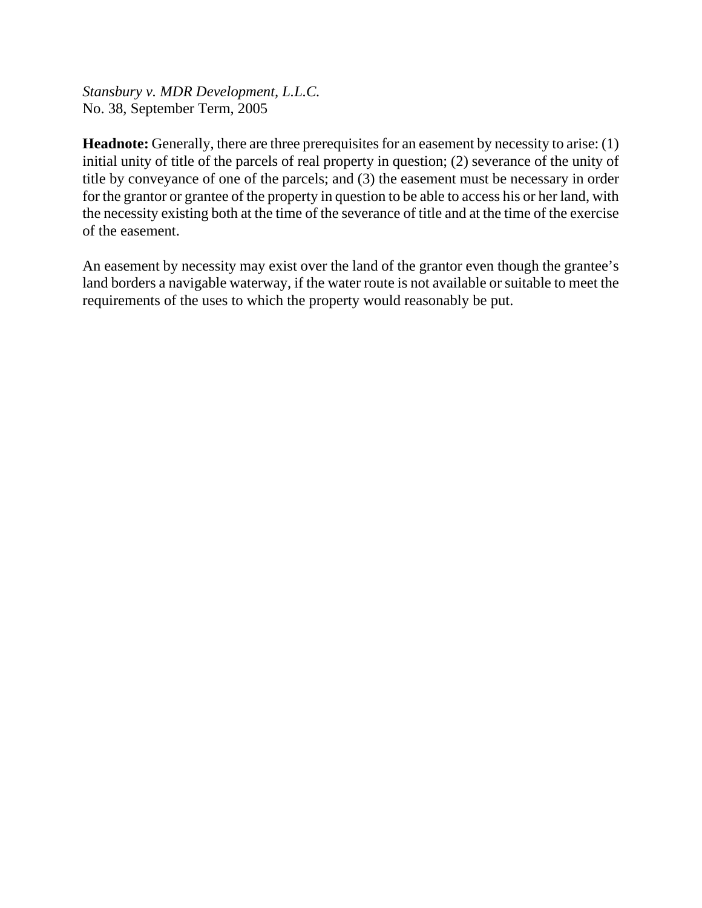*Stansbury v. MDR Development, L.L.C.*
No. 38, September Term, 2005

**Headnote:** Generally, there are three prerequisites for an easement by necessity to arise: (1) initial unity of title of the parcels of real property in question; (2) severance of the unity of title by conveyance of one of the parcels; and (3) the easement must be necessary in order for the grantor or grantee of the property in question to be able to access his or her land, with the necessity existing both at the time of the severance of title and at the time of the exercise of the easement.

An easement by necessity may exist over the land of the grantor even though the grantee's land borders a navigable waterway, if the water route is not available or suitable to meet the requirements of the uses to which the property would reasonably be put.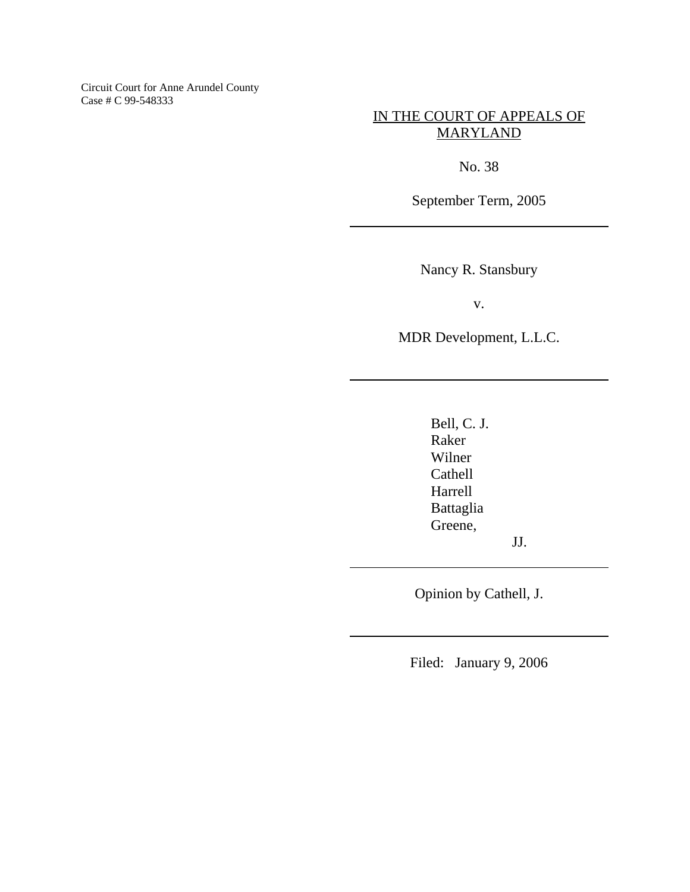Circuit Court for Anne Arundel County
Case # C 99-548333

IN THE COURT OF APPEALS OF MARYLAND

No. 38

September Term, 2005

---

Nancy R. Stansbury

v.

MDR Development, L.L.C.

---

Bell, C. J.
Raker
Wilner
Cathell
Harrell
Battaglia
Greene,

JJ.

---

Opinion by Cathell, J.

---

Filed: January 9, 2006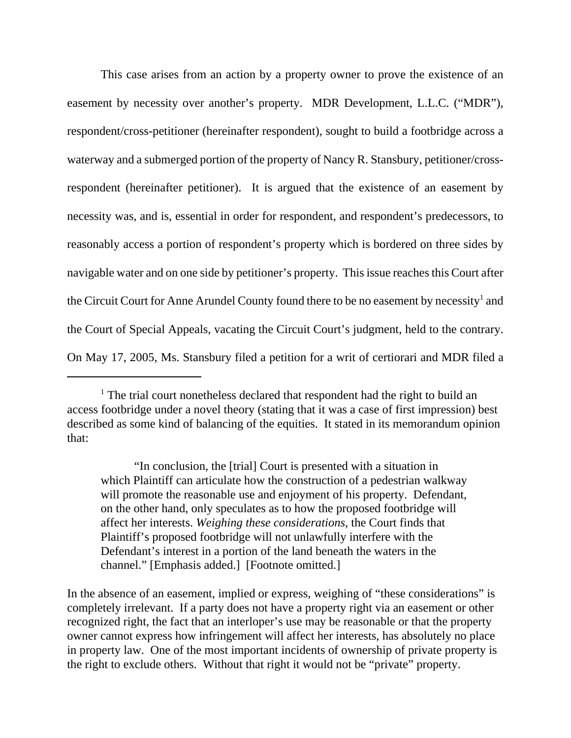This case arises from an action by a property owner to prove the existence of an easement by necessity over another's property. MDR Development, L.L.C. ("MDR"), respondent/cross-petitioner (hereinafter respondent), sought to build a footbridge across a waterway and a submerged portion of the property of Nancy R. Stansbury, petitioner/cross-respondent (hereinafter petitioner). It is argued that the existence of an easement by necessity was, and is, essential in order for respondent, and respondent's predecessors, to reasonably access a portion of respondent's property which is bordered on three sides by navigable water and on one side by petitioner's property. This issue reaches this Court after the Circuit Court for Anne Arundel County found there to be no easement by necessity[1] and the Court of Special Appeals, vacating the Circuit Court's judgment, held to the contrary. On May 17, 2005, Ms. Stansbury filed a petition for a writ of certiorari and MDR filed a

---

[1] The trial court nonetheless declared that respondent had the right to build an access footbridge under a novel theory (stating that it was a case of first impression) best described as some kind of balancing of the equities. It stated in its memorandum opinion that:

> "In conclusion, the [trial] Court is presented with a situation in which Plaintiff can articulate how the construction of a pedestrian walkway will promote the reasonable use and enjoyment of his property. Defendant, on the other hand, only speculates as to how the proposed footbridge will affect her interests. *Weighing these considerations*, the Court finds that Plaintiff's proposed footbridge will not unlawfully interfere with the Defendant's interest in a portion of the land beneath the waters in the channel." [Emphasis added.] [Footnote omitted.]

In the absence of an easement, implied or express, weighing of "these considerations" is completely irrelevant. If a party does not have a property right via an easement or other recognized right, the fact that an interloper's use may be reasonable or that the property owner cannot express how infringement will affect her interests, has absolutely no place in property law. One of the most important incidents of ownership of private property is the right to exclude others. Without that right it would not be "private" property.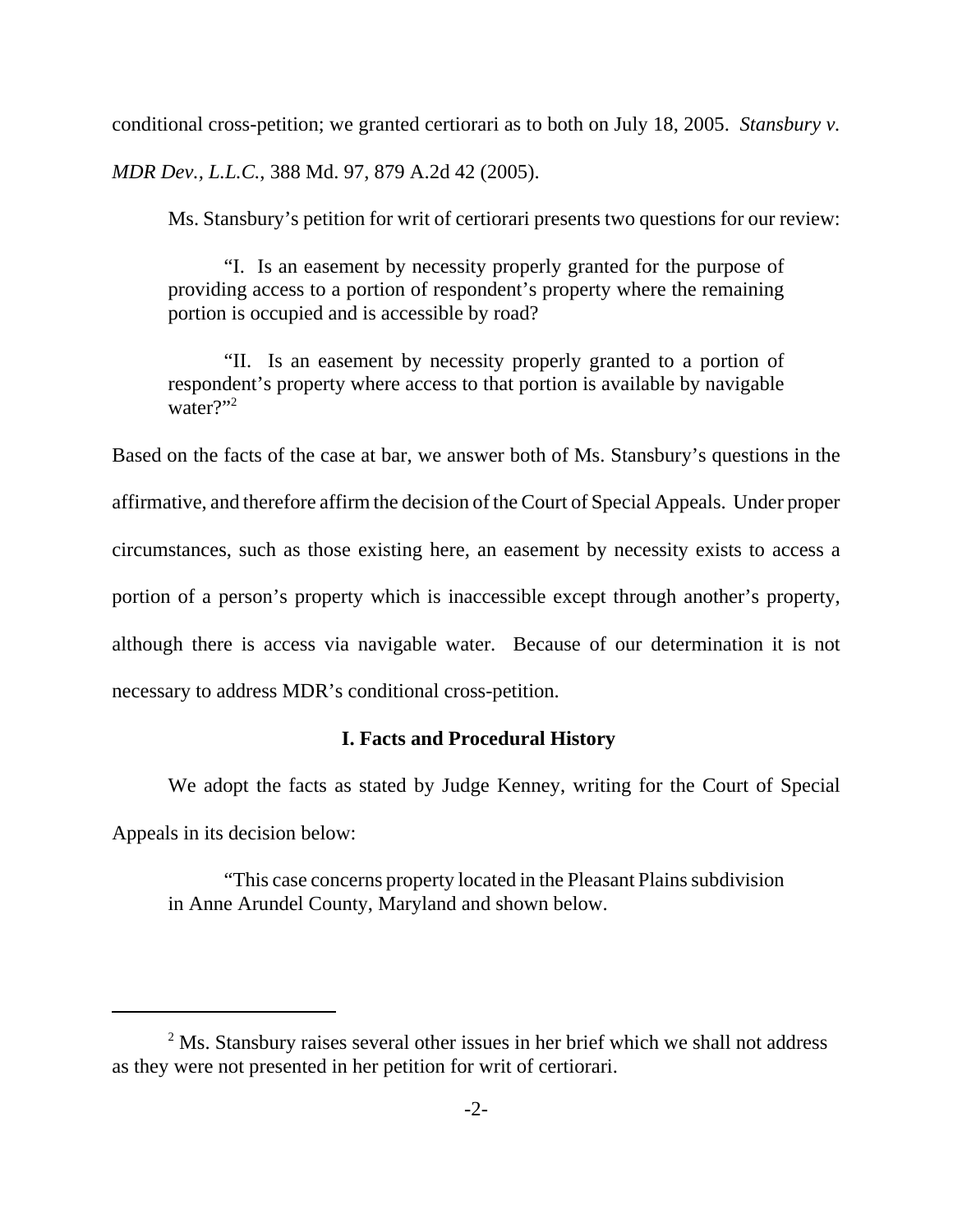conditional cross-petition; we granted certiorari as to both on July 18, 2005. *Stansbury v. MDR Dev., L.L.C.*, 388 Md. 97, 879 A.2d 42 (2005).

Ms. Stansbury's petition for writ of certiorari presents two questions for our review:

> "I. Is an easement by necessity properly granted for the purpose of providing access to a portion of respondent's property where the remaining portion is occupied and is accessible by road?
>
> "II. Is an easement by necessity properly granted to a portion of respondent's property where access to that portion is available by navigable water?"[2]

Based on the facts of the case at bar, we answer both of Ms. Stansbury's questions in the affirmative, and therefore affirm the decision of the Court of Special Appeals. Under proper circumstances, such as those existing here, an easement by necessity exists to access a portion of a person's property which is inaccessible except through another's property, although there is access via navigable water. Because of our determination it is not necessary to address MDR's conditional cross-petition.

## I. Facts and Procedural History

We adopt the facts as stated by Judge Kenney, writing for the Court of Special Appeals in its decision below:

> "This case concerns property located in the Pleasant Plains subdivision in Anne Arundel County, Maryland and shown below.

[2] Ms. Stansbury raises several other issues in her brief which we shall not address as they were not presented in her petition for writ of certiorari.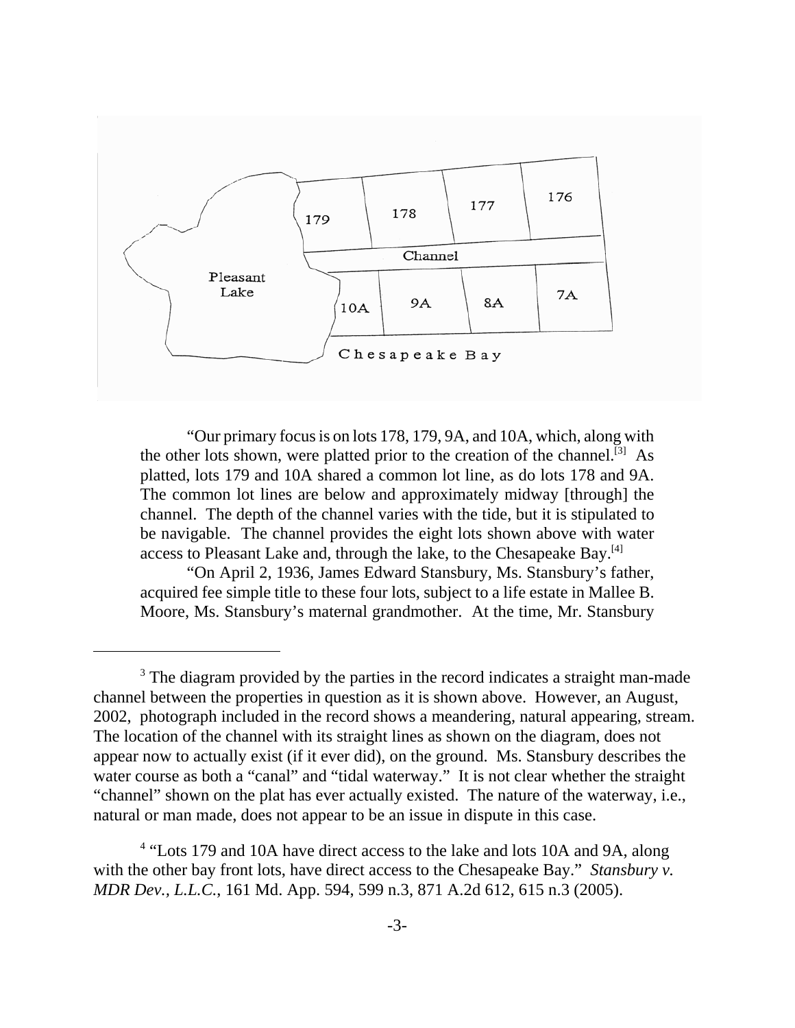"Our primary focus is on lots 178, 179, 9A, and 10A, which, along with the other lots shown, were platted prior to the creation of the channel.[3] As platted, lots 179 and 10A shared a common lot line, as do lots 178 and 9A. The common lot lines are below and approximately midway [through] the channel. The depth of the channel varies with the tide, but it is stipulated to be navigable. The channel provides the eight lots shown above with water access to Pleasant Lake and, through the lake, to the Chesapeake Bay.[4]

"On April 2, 1936, James Edward Stansbury, Ms. Stansbury's father, acquired fee simple title to these four lots, subject to a life estate in Mallee B. Moore, Ms. Stansbury's maternal grandmother. At the time, Mr. Stansbury

---

[3] The diagram provided by the parties in the record indicates a straight man-made channel between the properties in question as it is shown above. However, an August, 2002, photograph included in the record shows a meandering, natural appearing, stream. The location of the channel with its straight lines as shown on the diagram, does not appear now to actually exist (if it ever did), on the ground. Ms. Stansbury describes the water course as both a "canal" and "tidal waterway." It is not clear whether the straight "channel" shown on the plat has ever actually existed. The nature of the waterway, i.e., natural or man made, does not appear to be an issue in dispute in this case.

[4] "Lots 179 and 10A have direct access to the lake and lots 10A and 9A, along with the other bay front lots, have direct access to the Chesapeake Bay." *Stansbury v. MDR Dev., L.L.C.*, 161 Md. App. 594, 599 n.3, 871 A.2d 612, 615 n.3 (2005).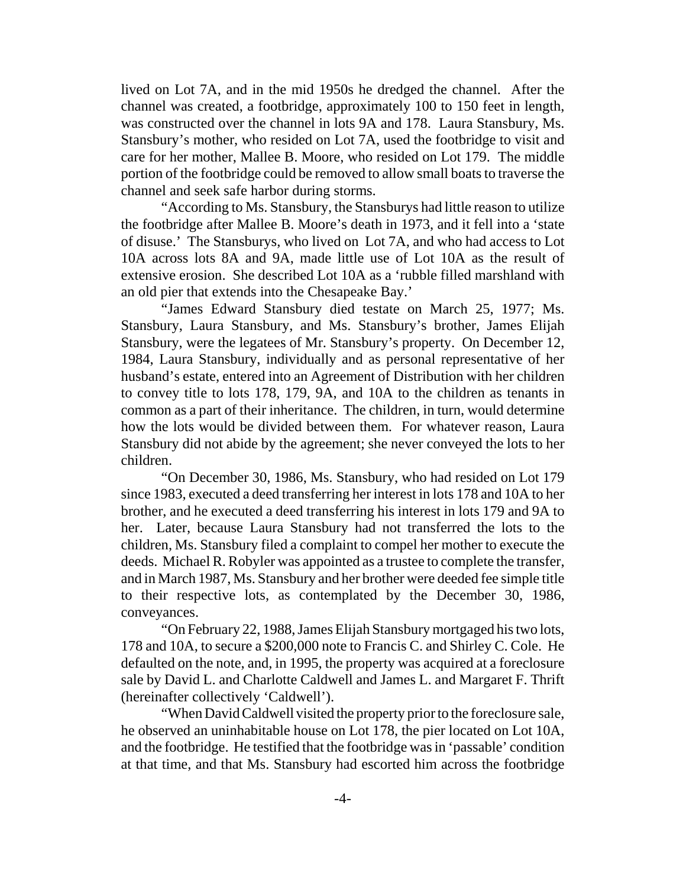lived on Lot 7A, and in the mid 1950s he dredged the channel. After the channel was created, a footbridge, approximately 100 to 150 feet in length, was constructed over the channel in lots 9A and 178. Laura Stansbury, Ms. Stansbury's mother, who resided on Lot 7A, used the footbridge to visit and care for her mother, Mallee B. Moore, who resided on Lot 179. The middle portion of the footbridge could be removed to allow small boats to traverse the channel and seek safe harbor during storms.

"According to Ms. Stansbury, the Stansburys had little reason to utilize the footbridge after Mallee B. Moore's death in 1973, and it fell into a 'state of disuse.' The Stansburys, who lived on Lot 7A, and who had access to Lot 10A across lots 8A and 9A, made little use of Lot 10A as the result of extensive erosion. She described Lot 10A as a 'rubble filled marshland with an old pier that extends into the Chesapeake Bay.'

"James Edward Stansbury died testate on March 25, 1977; Ms. Stansbury, Laura Stansbury, and Ms. Stansbury's brother, James Elijah Stansbury, were the legatees of Mr. Stansbury's property. On December 12, 1984, Laura Stansbury, individually and as personal representative of her husband's estate, entered into an Agreement of Distribution with her children to convey title to lots 178, 179, 9A, and 10A to the children as tenants in common as a part of their inheritance. The children, in turn, would determine how the lots would be divided between them. For whatever reason, Laura Stansbury did not abide by the agreement; she never conveyed the lots to her children.

"On December 30, 1986, Ms. Stansbury, who had resided on Lot 179 since 1983, executed a deed transferring her interest in lots 178 and 10A to her brother, and he executed a deed transferring his interest in lots 179 and 9A to her. Later, because Laura Stansbury had not transferred the lots to the children, Ms. Stansbury filed a complaint to compel her mother to execute the deeds. Michael R. Robyler was appointed as a trustee to complete the transfer, and in March 1987, Ms. Stansbury and her brother were deeded fee simple title to their respective lots, as contemplated by the December 30, 1986, conveyances.

"On February 22, 1988, James Elijah Stansbury mortgaged his two lots, 178 and 10A, to secure a $200,000 note to Francis C. and Shirley C. Cole. He defaulted on the note, and, in 1995, the property was acquired at a foreclosure sale by David L. and Charlotte Caldwell and James L. and Margaret F. Thrift (hereinafter collectively 'Caldwell').

"When David Caldwell visited the property prior to the foreclosure sale, he observed an uninhabitable house on Lot 178, the pier located on Lot 10A, and the footbridge. He testified that the footbridge was in 'passable' condition at that time, and that Ms. Stansbury had escorted him across the footbridge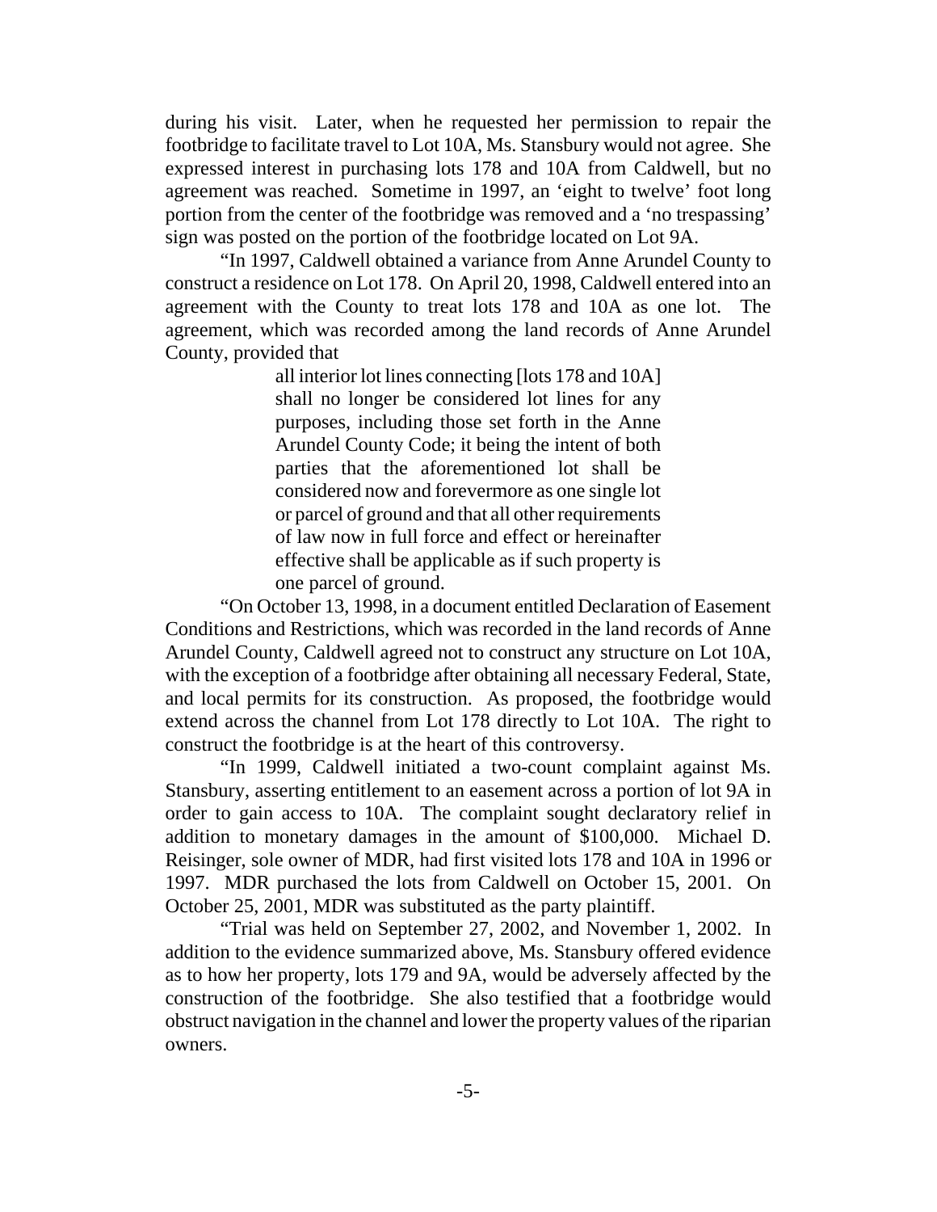during his visit. Later, when he requested her permission to repair the footbridge to facilitate travel to Lot 10A, Ms. Stansbury would not agree. She expressed interest in purchasing lots 178 and 10A from Caldwell, but no agreement was reached. Sometime in 1997, an 'eight to twelve' foot long portion from the center of the footbridge was removed and a 'no trespassing' sign was posted on the portion of the footbridge located on Lot 9A.

"In 1997, Caldwell obtained a variance from Anne Arundel County to construct a residence on Lot 178. On April 20, 1998, Caldwell entered into an agreement with the County to treat lots 178 and 10A as one lot. The agreement, which was recorded among the land records of Anne Arundel County, provided that

> all interior lot lines connecting [lots 178 and 10A] shall no longer be considered lot lines for any purposes, including those set forth in the Anne Arundel County Code; it being the intent of both parties that the aforementioned lot shall be considered now and forevermore as one single lot or parcel of ground and that all other requirements of law now in full force and effect or hereinafter effective shall be applicable as if such property is one parcel of ground.

"On October 13, 1998, in a document entitled Declaration of Easement Conditions and Restrictions, which was recorded in the land records of Anne Arundel County, Caldwell agreed not to construct any structure on Lot 10A, with the exception of a footbridge after obtaining all necessary Federal, State, and local permits for its construction. As proposed, the footbridge would extend across the channel from Lot 178 directly to Lot 10A. The right to construct the footbridge is at the heart of this controversy.

"In 1999, Caldwell initiated a two-count complaint against Ms. Stansbury, asserting entitlement to an easement across a portion of lot 9A in order to gain access to 10A. The complaint sought declaratory relief in addition to monetary damages in the amount of $100,000. Michael D. Reisinger, sole owner of MDR, had first visited lots 178 and 10A in 1996 or 1997. MDR purchased the lots from Caldwell on October 15, 2001. On October 25, 2001, MDR was substituted as the party plaintiff.

"Trial was held on September 27, 2002, and November 1, 2002. In addition to the evidence summarized above, Ms. Stansbury offered evidence as to how her property, lots 179 and 9A, would be adversely affected by the construction of the footbridge. She also testified that a footbridge would obstruct navigation in the channel and lower the property values of the riparian owners.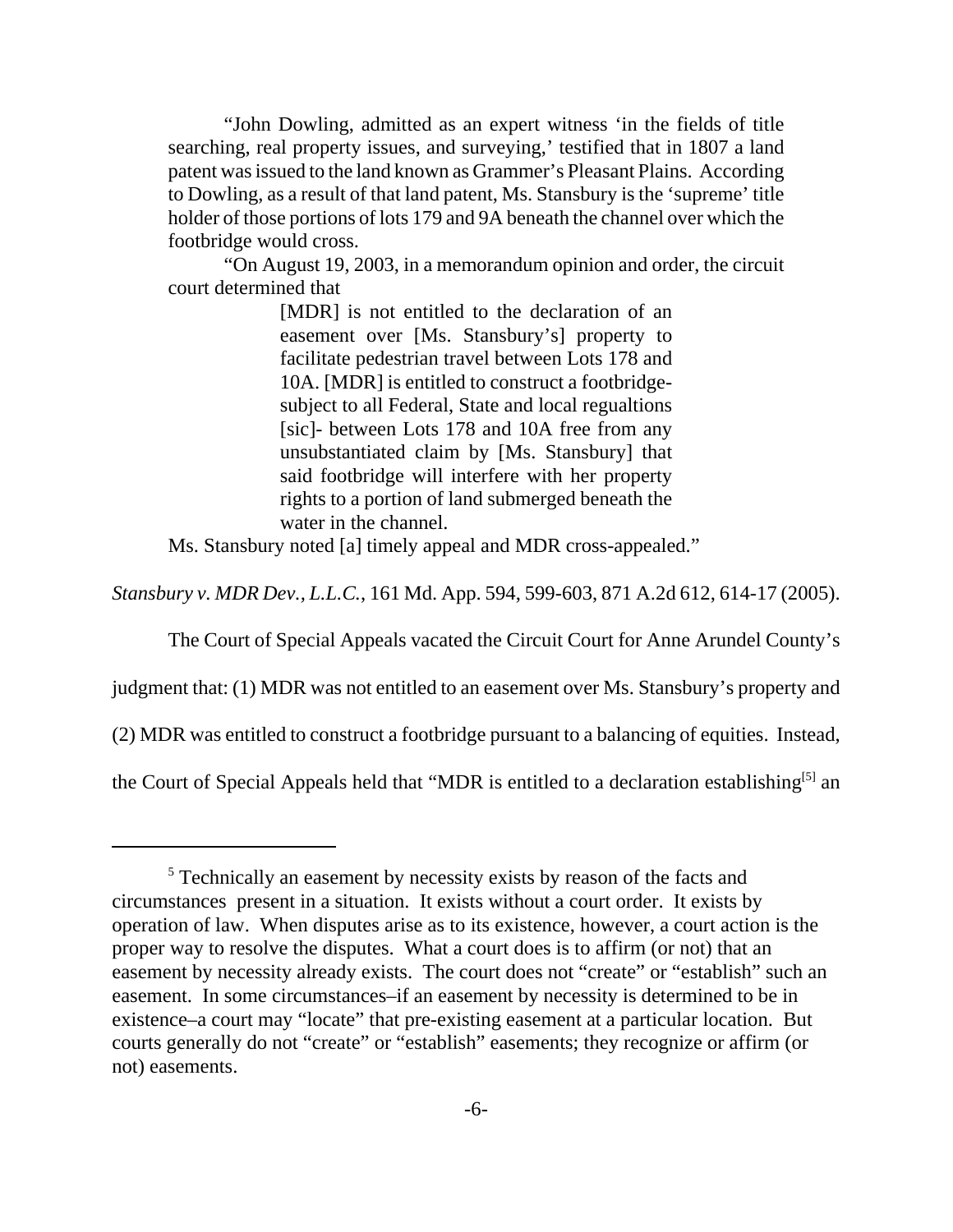"John Dowling, admitted as an expert witness 'in the fields of title searching, real property issues, and surveying,' testified that in 1807 a land patent was issued to the land known as Grammer's Pleasant Plains. According to Dowling, as a result of that land patent, Ms. Stansbury is the 'supreme' title holder of those portions of lots 179 and 9A beneath the channel over which the footbridge would cross.

"On August 19, 2003, in a memorandum opinion and order, the circuit court determined that

> [MDR] is not entitled to the declaration of an easement over [Ms. Stansbury's] property to facilitate pedestrian travel between Lots 178 and 10A. [MDR] is entitled to construct a footbridge- subject to all Federal, State and local regualtions [sic]- between Lots 178 and 10A free from any unsubstantiated claim by [Ms. Stansbury] that said footbridge will interfere with her property rights to a portion of land submerged beneath the water in the channel.

Ms. Stansbury noted [a] timely appeal and MDR cross-appealed."

*Stansbury v. MDR Dev., L.L.C.*, 161 Md. App. 594, 599-603, 871 A.2d 612, 614-17 (2005).

The Court of Special Appeals vacated the Circuit Court for Anne Arundel County's judgment that: (1) MDR was not entitled to an easement over Ms. Stansbury's property and (2) MDR was entitled to construct a footbridge pursuant to a balancing of equities. Instead, the Court of Special Appeals held that "MDR is entitled to a declaration establishing[5] an

[5] Technically an easement by necessity exists by reason of the facts and circumstances present in a situation. It exists without a court order. It exists by operation of law. When disputes arise as to its existence, however, a court action is the proper way to resolve the disputes. What a court does is to affirm (or not) that an easement by necessity already exists. The court does not "create" or "establish" such an easement. In some circumstances–if an easement by necessity is determined to be in existence–a court may "locate" that pre-existing easement at a particular location. But courts generally do not "create" or "establish" easements; they recognize or affirm (or not) easements.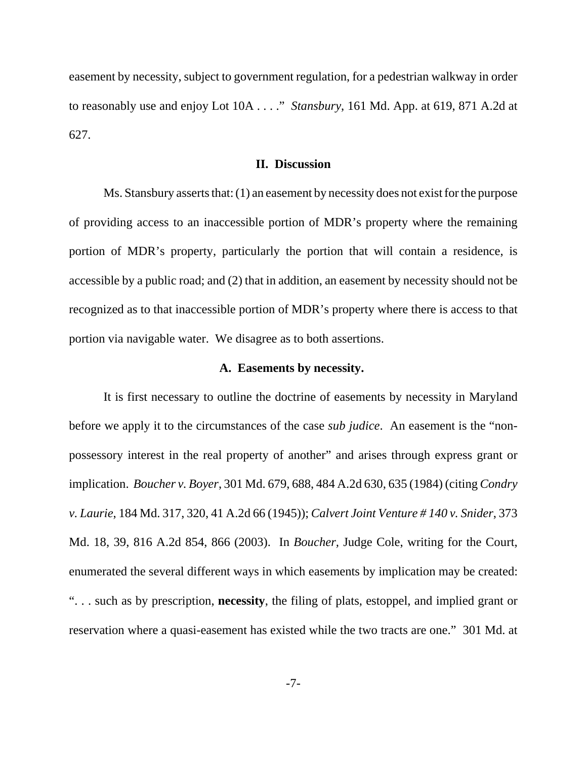easement by necessity, subject to government regulation, for a pedestrian walkway in order to reasonably use and enjoy Lot 10A . . . ." *Stansbury*, 161 Md. App. at 619, 871 A.2d at 627.

## II. Discussion

Ms. Stansbury asserts that: (1) an easement by necessity does not exist for the purpose of providing access to an inaccessible portion of MDR's property where the remaining portion of MDR's property, particularly the portion that will contain a residence, is accessible by a public road; and (2) that in addition, an easement by necessity should not be recognized as to that inaccessible portion of MDR's property where there is access to that portion via navigable water. We disagree as to both assertions.

### A. Easements by necessity.

It is first necessary to outline the doctrine of easements by necessity in Maryland before we apply it to the circumstances of the case *sub judice*. An easement is the "non-possessory interest in the real property of another" and arises through express grant or implication. *Boucher v. Boyer*, 301 Md. 679, 688, 484 A.2d 630, 635 (1984) (citing *Condry v. Laurie*, 184 Md. 317, 320, 41 A.2d 66 (1945)); *Calvert Joint Venture # 140 v. Snider*, 373 Md. 18, 39, 816 A.2d 854, 866 (2003). In *Boucher*, Judge Cole, writing for the Court, enumerated the several different ways in which easements by implication may be created: ". . . such as by prescription, **necessity**, the filing of plats, estoppel, and implied grant or reservation where a quasi-easement has existed while the two tracts are one." 301 Md. at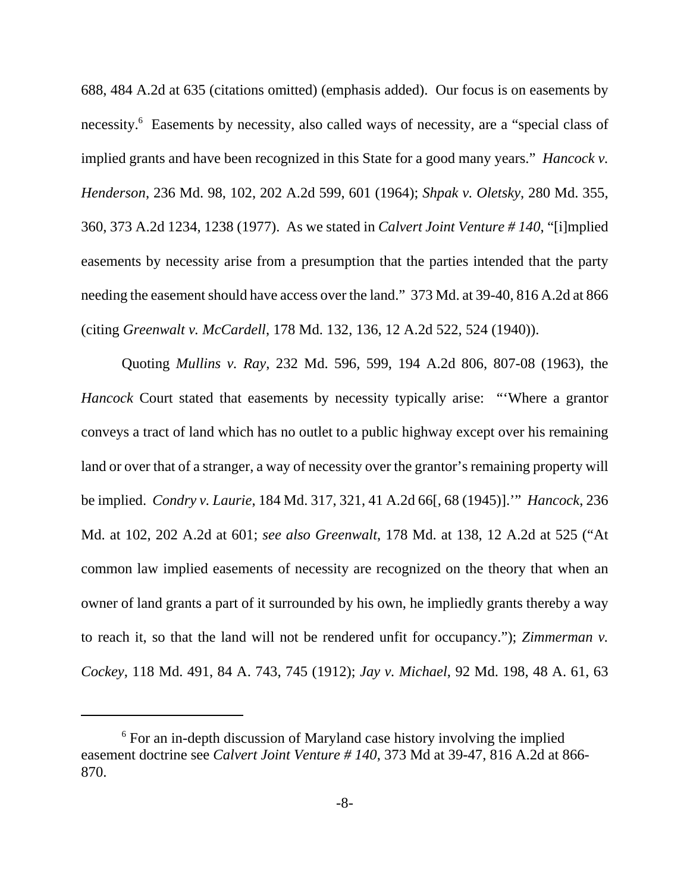688, 484 A.2d at 635 (citations omitted) (emphasis added). Our focus is on easements by necessity.[6] Easements by necessity, also called ways of necessity, are a "special class of implied grants and have been recognized in this State for a good many years." *Hancock v. Henderson*, 236 Md. 98, 102, 202 A.2d 599, 601 (1964); *Shpak v. Oletsky*, 280 Md. 355, 360, 373 A.2d 1234, 1238 (1977). As we stated in *Calvert Joint Venture # 140*, "[i]mplied easements by necessity arise from a presumption that the parties intended that the party needing the easement should have access over the land." 373 Md. at 39-40, 816 A.2d at 866 (citing *Greenwalt v. McCardell*, 178 Md. 132, 136, 12 A.2d 522, 524 (1940)).

Quoting *Mullins v. Ray*, 232 Md. 596, 599, 194 A.2d 806, 807-08 (1963), the *Hancock* Court stated that easements by necessity typically arise: "'Where a grantor conveys a tract of land which has no outlet to a public highway except over his remaining land or over that of a stranger, a way of necessity over the grantor's remaining property will be implied. *Condry v. Laurie*, 184 Md. 317, 321, 41 A.2d 66[, 68 (1945)].'" *Hancock*, 236 Md. at 102, 202 A.2d at 601; *see also Greenwalt*, 178 Md. at 138, 12 A.2d at 525 ("At common law implied easements of necessity are recognized on the theory that when an owner of land grants a part of it surrounded by his own, he impliedly grants thereby a way to reach it, so that the land will not be rendered unfit for occupancy."); *Zimmerman v. Cockey*, 118 Md. 491, 84 A. 743, 745 (1912); *Jay v. Michael*, 92 Md. 198, 48 A. 61, 63

---

[6] For an in-depth discussion of Maryland case history involving the implied easement doctrine see *Calvert Joint Venture # 140*, 373 Md at 39-47, 816 A.2d at 866-870.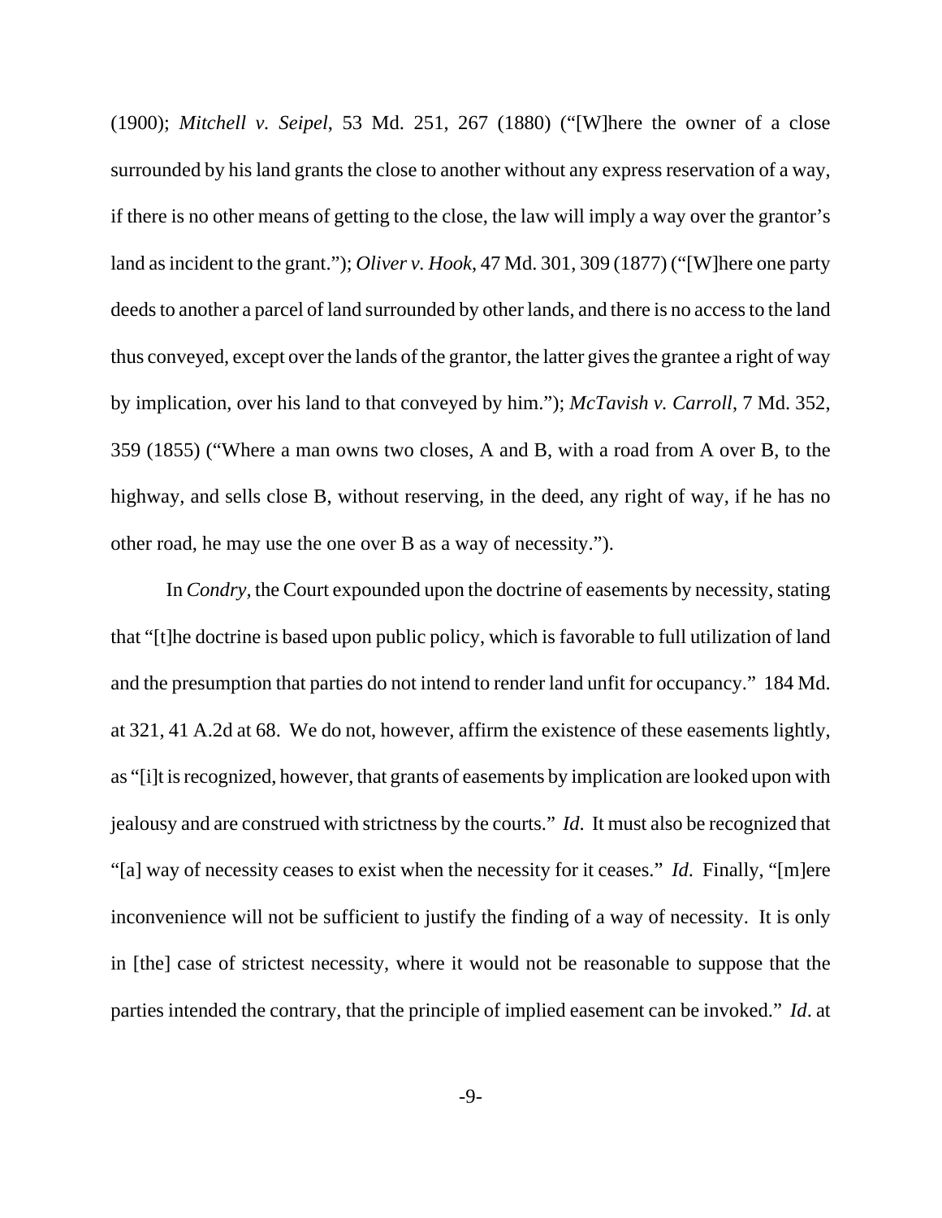(1900); *Mitchell v. Seipel*, 53 Md. 251, 267 (1880) ("[W]here the owner of a close surrounded by his land grants the close to another without any express reservation of a way, if there is no other means of getting to the close, the law will imply a way over the grantor's land as incident to the grant."); *Oliver v. Hook*, 47 Md. 301, 309 (1877) ("[W]here one party deeds to another a parcel of land surrounded by other lands, and there is no access to the land thus conveyed, except over the lands of the grantor, the latter gives the grantee a right of way by implication, over his land to that conveyed by him."); *McTavish v. Carroll*, 7 Md. 352, 359 (1855) ("Where a man owns two closes, A and B, with a road from A over B, to the highway, and sells close B, without reserving, in the deed, any right of way, if he has no other road, he may use the one over B as a way of necessity.").

In *Condry*, the Court expounded upon the doctrine of easements by necessity, stating that "[t]he doctrine is based upon public policy, which is favorable to full utilization of land and the presumption that parties do not intend to render land unfit for occupancy." 184 Md. at 321, 41 A.2d at 68. We do not, however, affirm the existence of these easements lightly, as "[i]t is recognized, however, that grants of easements by implication are looked upon with jealousy and are construed with strictness by the courts." *Id*. It must also be recognized that "[a] way of necessity ceases to exist when the necessity for it ceases." *Id*. Finally, "[m]ere inconvenience will not be sufficient to justify the finding of a way of necessity. It is only in [the] case of strictest necessity, where it would not be reasonable to suppose that the parties intended the contrary, that the principle of implied easement can be invoked." *Id*. at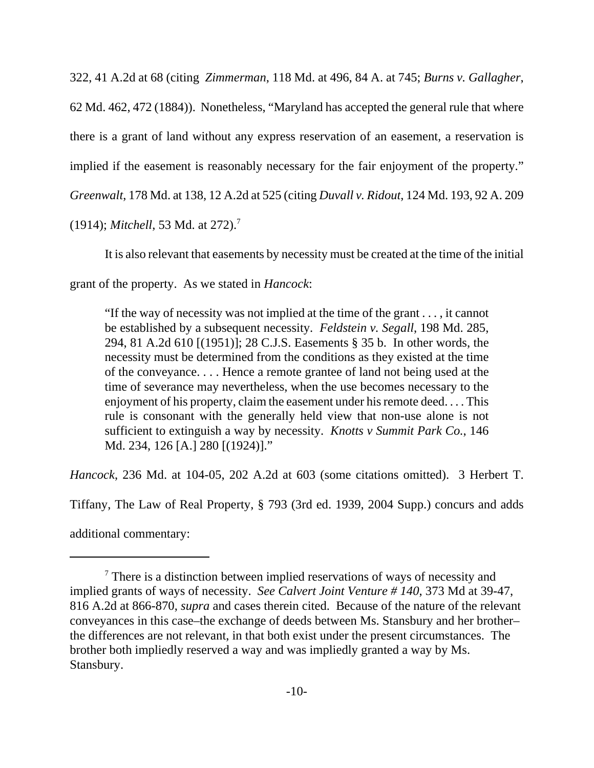322, 41 A.2d at 68 (citing *Zimmerman*, 118 Md. at 496, 84 A. at 745; *Burns v. Gallagher*, 62 Md. 462, 472 (1884)). Nonetheless, "Maryland has accepted the general rule that where there is a grant of land without any express reservation of an easement, a reservation is implied if the easement is reasonably necessary for the fair enjoyment of the property." *Greenwalt*, 178 Md. at 138, 12 A.2d at 525 (citing *Duvall v. Ridout*, 124 Md. 193, 92 A. 209 (1914); *Mitchell*, 53 Md. at 272).[7]

It is also relevant that easements by necessity must be created at the time of the initial grant of the property. As we stated in *Hancock*:

> "If the way of necessity was not implied at the time of the grant . . . , it cannot be established by a subsequent necessity. *Feldstein v. Segall*, 198 Md. 285, 294, 81 A.2d 610 [(1951)]; 28 C.J.S. Easements § 35 b. In other words, the necessity must be determined from the conditions as they existed at the time of the conveyance. . . . Hence a remote grantee of land not being used at the time of severance may nevertheless, when the use becomes necessary to the enjoyment of his property, claim the easement under his remote deed. . . . This rule is consonant with the generally held view that non-use alone is not sufficient to extinguish a way by necessity. *Knotts v Summit Park Co.*, 146 Md. 234, 126 [A.] 280 [(1924)]."

*Hancock*, 236 Md. at 104-05, 202 A.2d at 603 (some citations omitted). 3 Herbert T. Tiffany, The Law of Real Property, § 793 (3rd ed. 1939, 2004 Supp.) concurs and adds additional commentary:

---

[7] There is a distinction between implied reservations of ways of necessity and implied grants of ways of necessity. *See Calvert Joint Venture # 140*, 373 Md at 39-47, 816 A.2d at 866-870, *supra* and cases therein cited. Because of the nature of the relevant conveyances in this case–the exchange of deeds between Ms. Stansbury and her brother–the differences are not relevant, in that both exist under the present circumstances. The brother both impliedly reserved a way and was impliedly granted a way by Ms. Stansbury.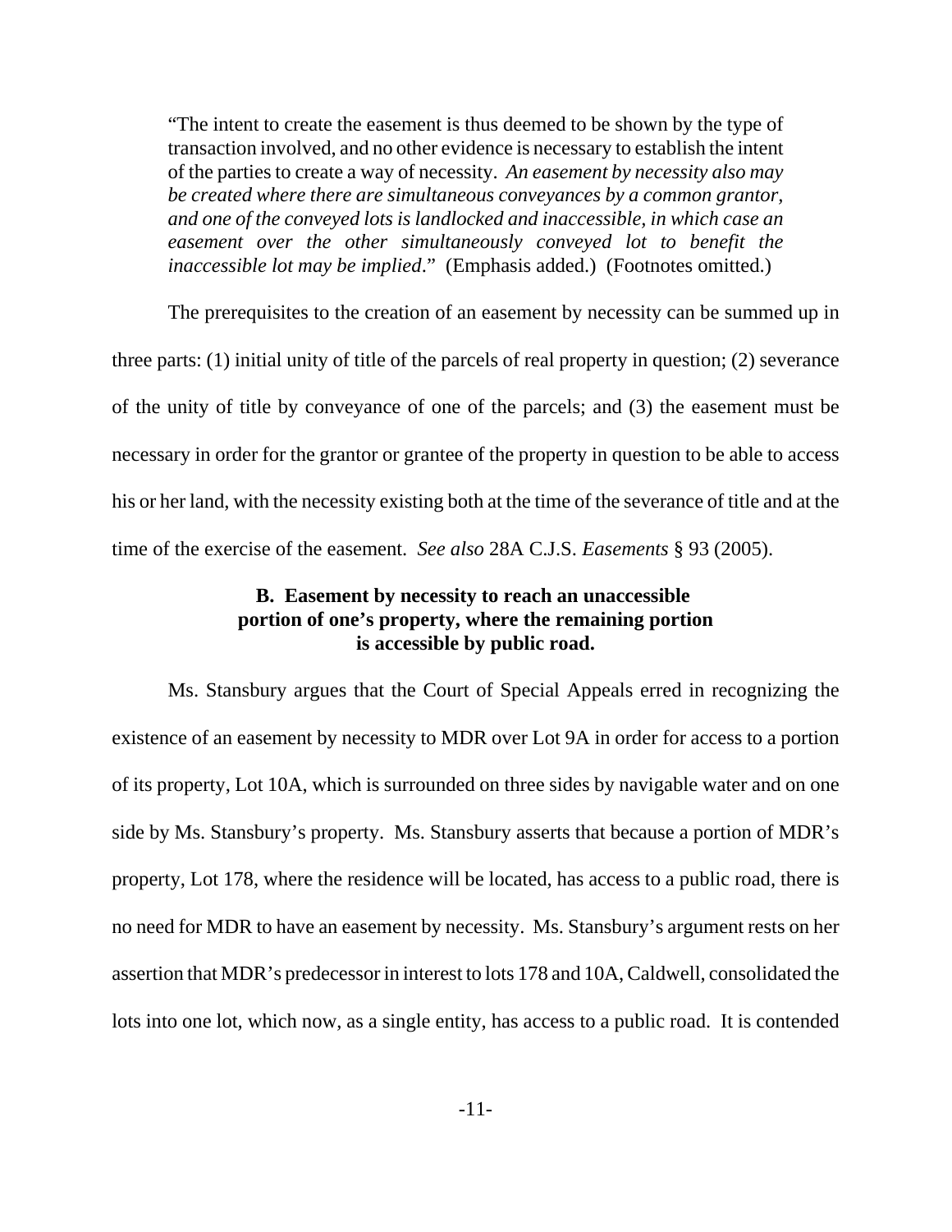> "The intent to create the easement is thus deemed to be shown by the type of transaction involved, and no other evidence is necessary to establish the intent of the parties to create a way of necessity. *An easement by necessity also may be created where there are simultaneous conveyances by a common grantor, and one of the conveyed lots is landlocked and inaccessible, in which case an easement over the other simultaneously conveyed lot to benefit the inaccessible lot may be implied*." (Emphasis added.) (Footnotes omitted.)

The prerequisites to the creation of an easement by necessity can be summed up in three parts: (1) initial unity of title of the parcels of real property in question; (2) severance of the unity of title by conveyance of one of the parcels; and (3) the easement must be necessary in order for the grantor or grantee of the property in question to be able to access his or her land, with the necessity existing both at the time of the severance of title and at the time of the exercise of the easement. *See also* 28A C.J.S. *Easements* § 93 (2005).

### B. Easement by necessity to reach an unaccessible portion of one's property, where the remaining portion is accessible by public road.

Ms. Stansbury argues that the Court of Special Appeals erred in recognizing the existence of an easement by necessity to MDR over Lot 9A in order for access to a portion of its property, Lot 10A, which is surrounded on three sides by navigable water and on one side by Ms. Stansbury's property. Ms. Stansbury asserts that because a portion of MDR's property, Lot 178, where the residence will be located, has access to a public road, there is no need for MDR to have an easement by necessity. Ms. Stansbury's argument rests on her assertion that MDR's predecessor in interest to lots 178 and 10A, Caldwell, consolidated the lots into one lot, which now, as a single entity, has access to a public road. It is contended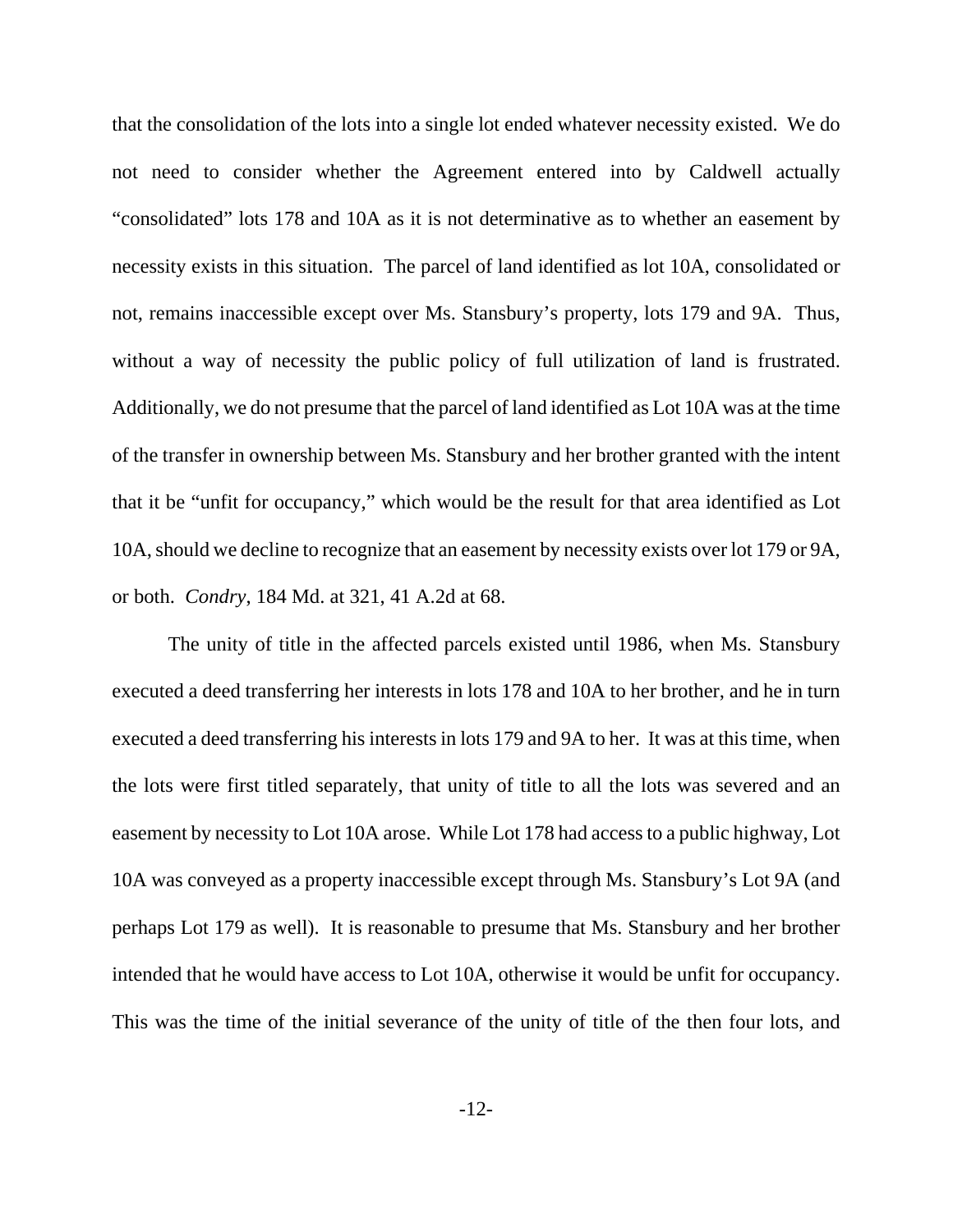that the consolidation of the lots into a single lot ended whatever necessity existed. We do not need to consider whether the Agreement entered into by Caldwell actually "consolidated" lots 178 and 10A as it is not determinative as to whether an easement by necessity exists in this situation. The parcel of land identified as lot 10A, consolidated or not, remains inaccessible except over Ms. Stansbury's property, lots 179 and 9A. Thus, without a way of necessity the public policy of full utilization of land is frustrated. Additionally, we do not presume that the parcel of land identified as Lot 10A was at the time of the transfer in ownership between Ms. Stansbury and her brother granted with the intent that it be "unfit for occupancy," which would be the result for that area identified as Lot 10A, should we decline to recognize that an easement by necessity exists over lot 179 or 9A, or both. *Condry*, 184 Md. at 321, 41 A.2d at 68.

The unity of title in the affected parcels existed until 1986, when Ms. Stansbury executed a deed transferring her interests in lots 178 and 10A to her brother, and he in turn executed a deed transferring his interests in lots 179 and 9A to her. It was at this time, when the lots were first titled separately, that unity of title to all the lots was severed and an easement by necessity to Lot 10A arose. While Lot 178 had access to a public highway, Lot 10A was conveyed as a property inaccessible except through Ms. Stansbury's Lot 9A (and perhaps Lot 179 as well). It is reasonable to presume that Ms. Stansbury and her brother intended that he would have access to Lot 10A, otherwise it would be unfit for occupancy. This was the time of the initial severance of the unity of title of the then four lots, and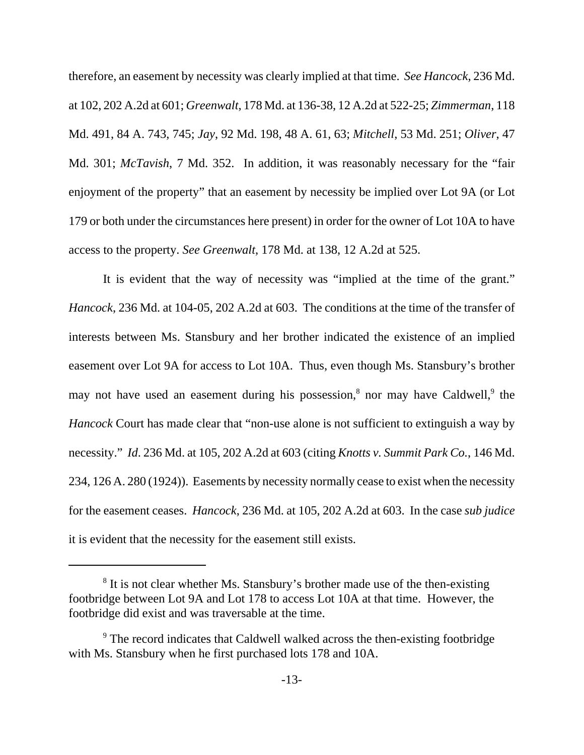therefore, an easement by necessity was clearly implied at that time. *See Hancock*, 236 Md. at 102, 202 A.2d at 601; *Greenwalt*, 178 Md. at 136-38, 12 A.2d at 522-25; *Zimmerman*, 118 Md. 491, 84 A. 743, 745; *Jay*, 92 Md. 198, 48 A. 61, 63; *Mitchell*, 53 Md. 251; *Oliver*, 47 Md. 301; *McTavish*, 7 Md. 352. In addition, it was reasonably necessary for the "fair enjoyment of the property" that an easement by necessity be implied over Lot 9A (or Lot 179 or both under the circumstances here present) in order for the owner of Lot 10A to have access to the property. *See Greenwalt*, 178 Md. at 138, 12 A.2d at 525.

It is evident that the way of necessity was "implied at the time of the grant." *Hancock*, 236 Md. at 104-05, 202 A.2d at 603. The conditions at the time of the transfer of interests between Ms. Stansbury and her brother indicated the existence of an implied easement over Lot 9A for access to Lot 10A. Thus, even though Ms. Stansbury's brother may not have used an easement during his possession,[8] nor may have Caldwell,[9] the *Hancock* Court has made clear that "non-use alone is not sufficient to extinguish a way by necessity." *Id*. 236 Md. at 105, 202 A.2d at 603 (citing *Knotts v. Summit Park Co.*, 146 Md. 234, 126 A. 280 (1924)). Easements by necessity normally cease to exist when the necessity for the easement ceases. *Hancock*, 236 Md. at 105, 202 A.2d at 603. In the case *sub judice* it is evident that the necessity for the easement still exists.

---

[8] It is not clear whether Ms. Stansbury's brother made use of the then-existing footbridge between Lot 9A and Lot 178 to access Lot 10A at that time. However, the footbridge did exist and was traversable at the time.

[9] The record indicates that Caldwell walked across the then-existing footbridge with Ms. Stansbury when he first purchased lots 178 and 10A.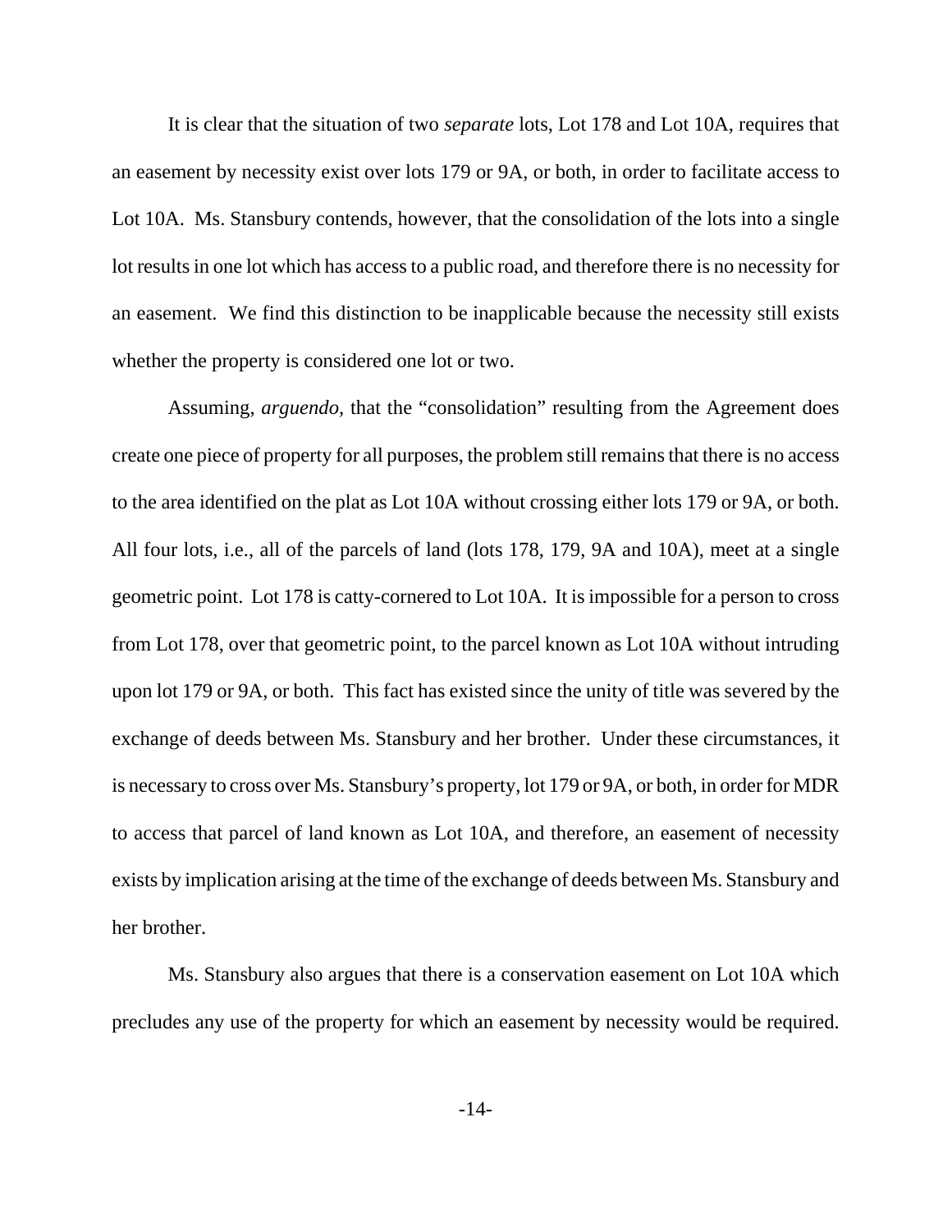It is clear that the situation of two *separate* lots, Lot 178 and Lot 10A, requires that an easement by necessity exist over lots 179 or 9A, or both, in order to facilitate access to Lot 10A. Ms. Stansbury contends, however, that the consolidation of the lots into a single lot results in one lot which has access to a public road, and therefore there is no necessity for an easement. We find this distinction to be inapplicable because the necessity still exists whether the property is considered one lot or two.

Assuming, *arguendo,* that the "consolidation" resulting from the Agreement does create one piece of property for all purposes, the problem still remains that there is no access to the area identified on the plat as Lot 10A without crossing either lots 179 or 9A, or both. All four lots, i.e., all of the parcels of land (lots 178, 179, 9A and 10A), meet at a single geometric point. Lot 178 is catty-cornered to Lot 10A. It is impossible for a person to cross from Lot 178, over that geometric point, to the parcel known as Lot 10A without intruding upon lot 179 or 9A, or both. This fact has existed since the unity of title was severed by the exchange of deeds between Ms. Stansbury and her brother. Under these circumstances, it is necessary to cross over Ms. Stansbury's property, lot 179 or 9A, or both, in order for MDR to access that parcel of land known as Lot 10A, and therefore, an easement of necessity exists by implication arising at the time of the exchange of deeds between Ms. Stansbury and her brother.

Ms. Stansbury also argues that there is a conservation easement on Lot 10A which precludes any use of the property for which an easement by necessity would be required.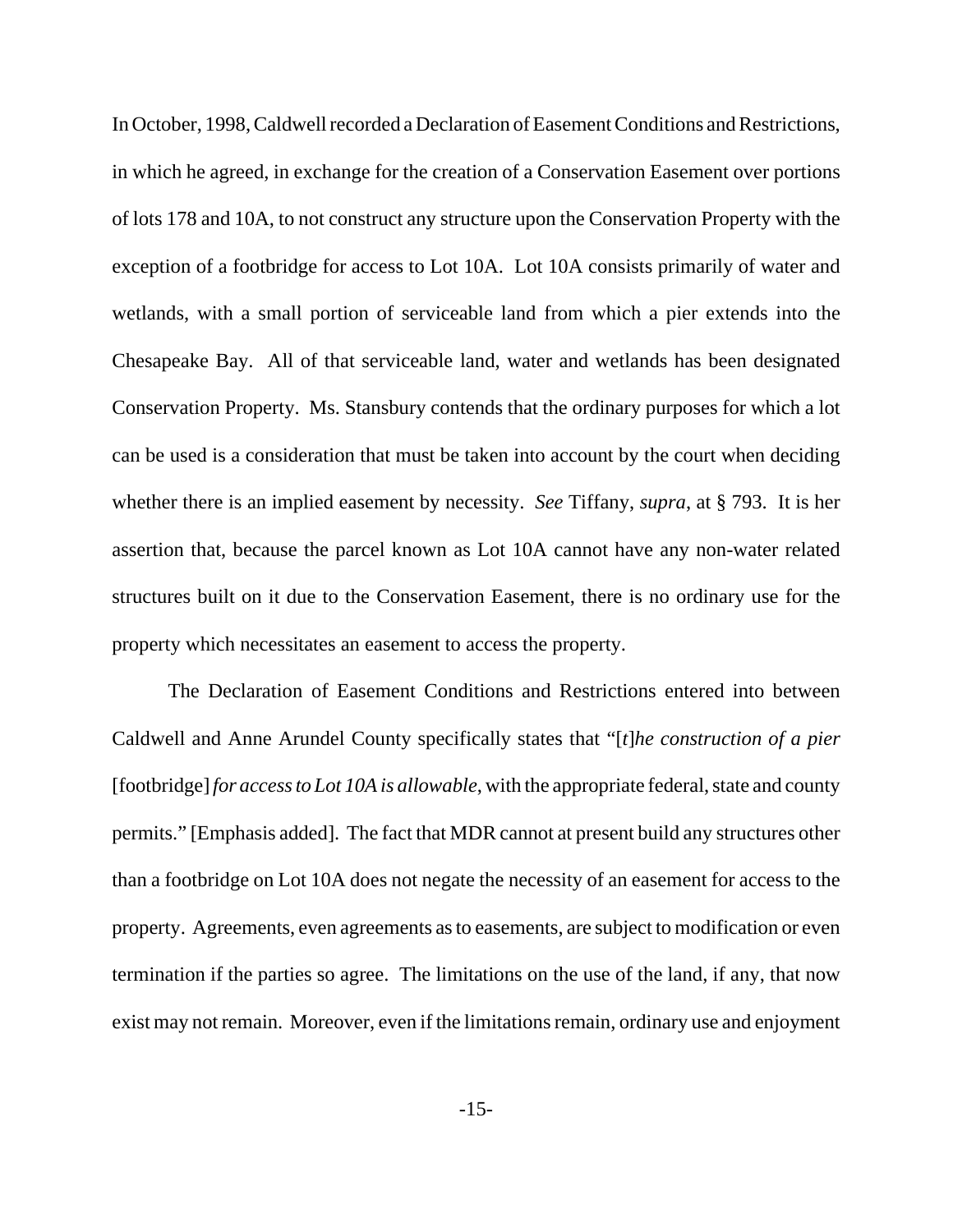In October, 1998, Caldwell recorded a Declaration of Easement Conditions and Restrictions, in which he agreed, in exchange for the creation of a Conservation Easement over portions of lots 178 and 10A, to not construct any structure upon the Conservation Property with the exception of a footbridge for access to Lot 10A. Lot 10A consists primarily of water and wetlands, with a small portion of serviceable land from which a pier extends into the Chesapeake Bay. All of that serviceable land, water and wetlands has been designated Conservation Property. Ms. Stansbury contends that the ordinary purposes for which a lot can be used is a consideration that must be taken into account by the court when deciding whether there is an implied easement by necessity. *See* Tiffany, *supra*, at § 793. It is her assertion that, because the parcel known as Lot 10A cannot have any non-water related structures built on it due to the Conservation Easement, there is no ordinary use for the property which necessitates an easement to access the property.

The Declaration of Easement Conditions and Restrictions entered into between Caldwell and Anne Arundel County specifically states that "[*t*]*he construction of a pier* [footbridge] *for access to Lot 10A is allowable*, with the appropriate federal, state and county permits." [Emphasis added]. The fact that MDR cannot at present build any structures other than a footbridge on Lot 10A does not negate the necessity of an easement for access to the property. Agreements, even agreements as to easements, are subject to modification or even termination if the parties so agree. The limitations on the use of the land, if any, that now exist may not remain. Moreover, even if the limitations remain, ordinary use and enjoyment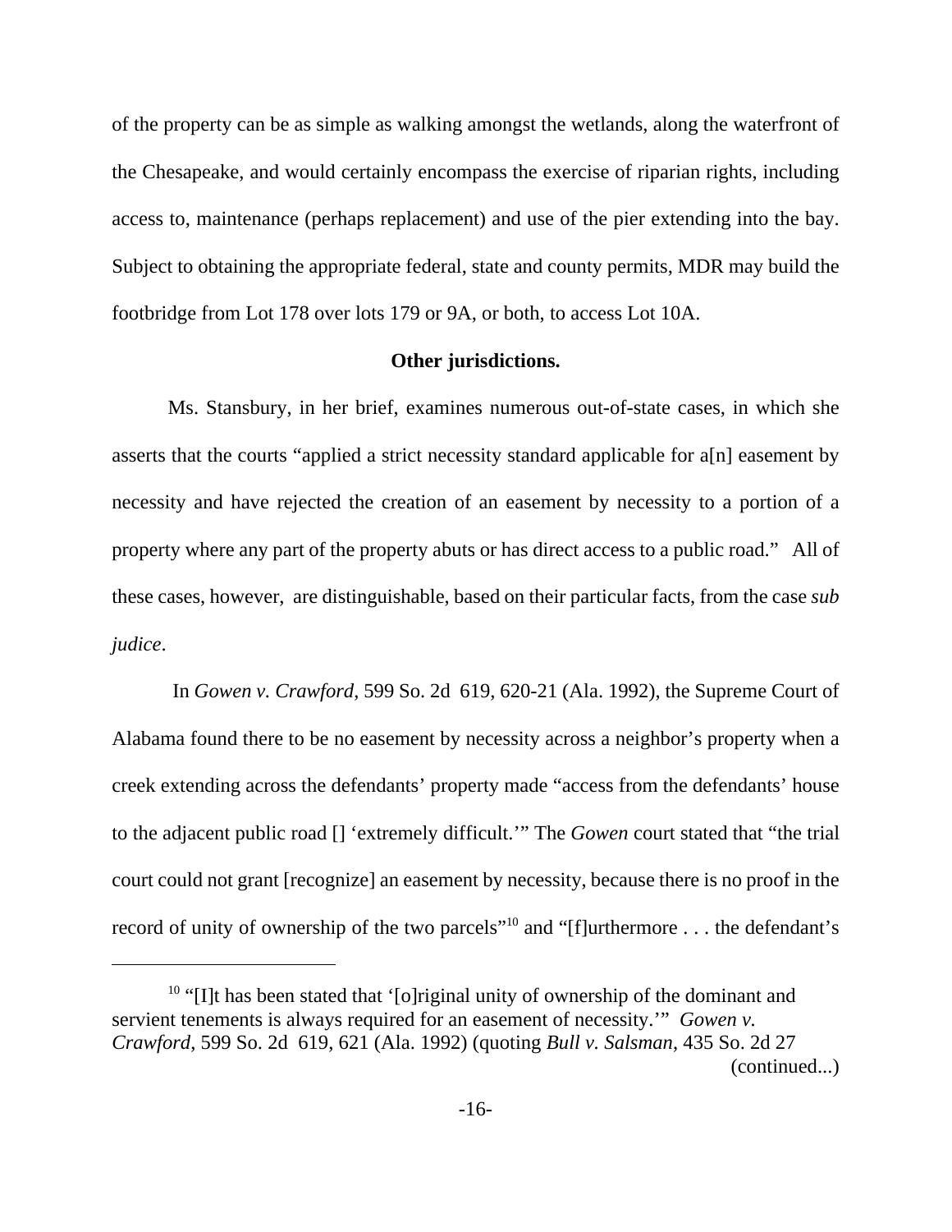of the property can be as simple as walking amongst the wetlands, along the waterfront of the Chesapeake, and would certainly encompass the exercise of riparian rights, including access to, maintenance (perhaps replacement) and use of the pier extending into the bay. Subject to obtaining the appropriate federal, state and county permits, MDR may build the footbridge from Lot 178 over lots 179 or 9A, or both, to access Lot 10A.

**Other jurisdictions.**

Ms. Stansbury, in her brief, examines numerous out-of-state cases, in which she asserts that the courts "applied a strict necessity standard applicable for a[n] easement by necessity and have rejected the creation of an easement by necessity to a portion of a property where any part of the property abuts or has direct access to a public road." All of these cases, however, are distinguishable, based on their particular facts, from the case *sub judice*.

In *Gowen v. Crawford*, 599 So. 2d 619, 620-21 (Ala. 1992), the Supreme Court of Alabama found there to be no easement by necessity across a neighbor's property when a creek extending across the defendants' property made "access from the defendants' house to the adjacent public road [] 'extremely difficult.'" The *Gowen* court stated that "the trial court could not grant [recognize] an easement by necessity, because there is no proof in the record of unity of ownership of the two parcels"[10] and "[f]urthermore . . . the defendant's

---

[10] "[I]t has been stated that '[o]riginal unity of ownership of the dominant and servient tenements is always required for an easement of necessity.'" *Gowen v. Crawford*, 599 So. 2d 619, 621 (Ala. 1992) (quoting *Bull v. Salsman*, 435 So. 2d 27 (continued...)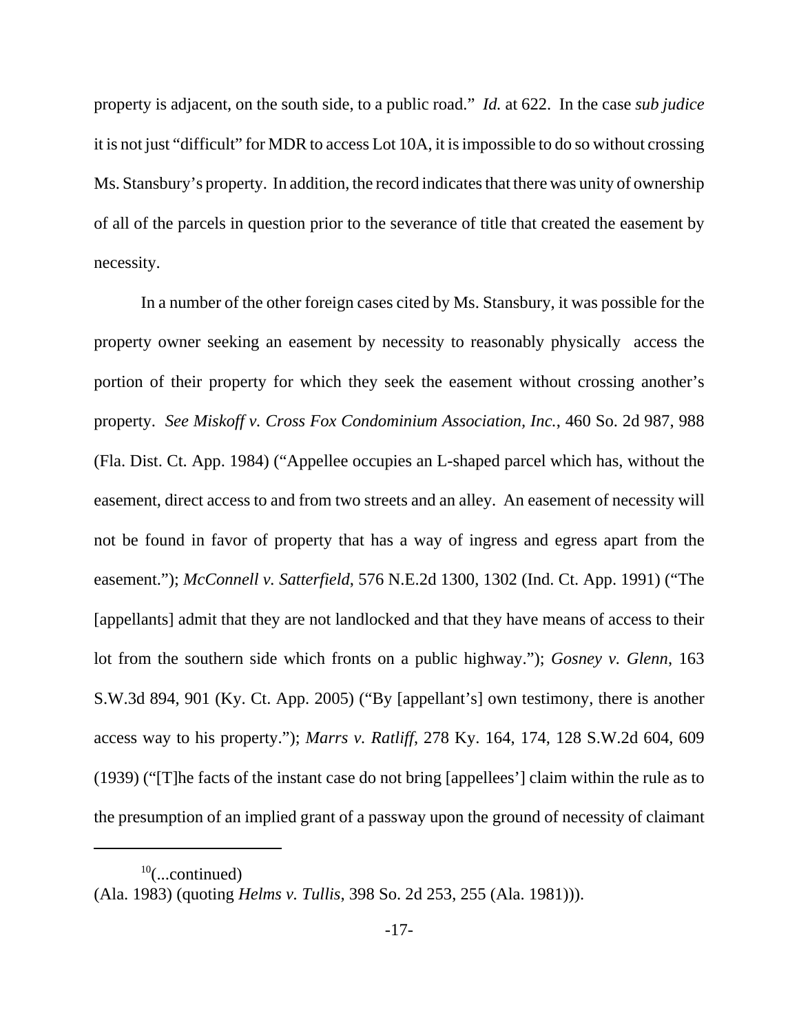property is adjacent, on the south side, to a public road." *Id.* at 622. In the case *sub judice* it is not just "difficult" for MDR to access Lot 10A, it is impossible to do so without crossing Ms. Stansbury's property. In addition, the record indicates that there was unity of ownership of all of the parcels in question prior to the severance of title that created the easement by necessity.

In a number of the other foreign cases cited by Ms. Stansbury, it was possible for the property owner seeking an easement by necessity to reasonably physically access the portion of their property for which they seek the easement without crossing another's property. *See Miskoff v. Cross Fox Condominium Association, Inc.*, 460 So. 2d 987, 988 (Fla. Dist. Ct. App. 1984) ("Appellee occupies an L-shaped parcel which has, without the easement, direct access to and from two streets and an alley. An easement of necessity will not be found in favor of property that has a way of ingress and egress apart from the easement."); *McConnell v. Satterfield*, 576 N.E.2d 1300, 1302 (Ind. Ct. App. 1991) ("The [appellants] admit that they are not landlocked and that they have means of access to their lot from the southern side which fronts on a public highway."); *Gosney v. Glenn*, 163 S.W.3d 894, 901 (Ky. Ct. App. 2005) ("By [appellant's] own testimony, there is another access way to his property."); *Marrs v. Ratliff*, 278 Ky. 164, 174, 128 S.W.2d 604, 609 (1939) ("[T]he facts of the instant case do not bring [appellees'] claim within the rule as to the presumption of an implied grant of a passway upon the ground of necessity of claimant

---

[10](...continued)
(Ala. 1983) (quoting *Helms v. Tullis*, 398 So. 2d 253, 255 (Ala. 1981))).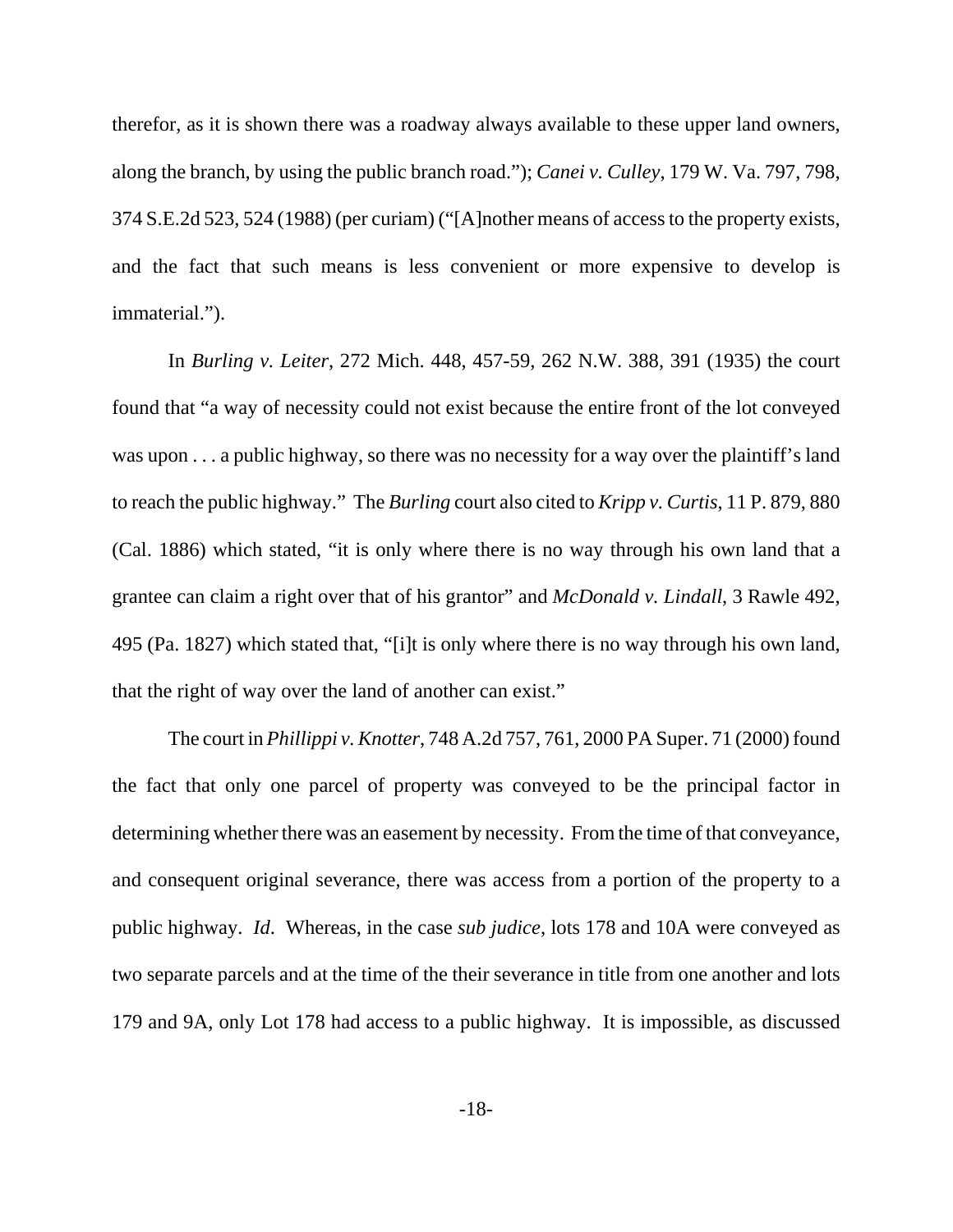therefor, as it is shown there was a roadway always available to these upper land owners, along the branch, by using the public branch road."); *Canei v. Culley*, 179 W. Va. 797, 798, 374 S.E.2d 523, 524 (1988) (per curiam) ("[A]nother means of access to the property exists, and the fact that such means is less convenient or more expensive to develop is immaterial.").

In *Burling v. Leiter*, 272 Mich. 448, 457-59, 262 N.W. 388, 391 (1935) the court found that "a way of necessity could not exist because the entire front of the lot conveyed was upon . . . a public highway, so there was no necessity for a way over the plaintiff's land to reach the public highway." The *Burling* court also cited to *Kripp v. Curtis*, 11 P. 879, 880 (Cal. 1886) which stated, "it is only where there is no way through his own land that a grantee can claim a right over that of his grantor" and *McDonald v. Lindall*, 3 Rawle 492, 495 (Pa. 1827) which stated that, "[i]t is only where there is no way through his own land, that the right of way over the land of another can exist."

The court in *Phillippi v. Knotter*, 748 A.2d 757, 761, 2000 PA Super. 71 (2000) found the fact that only one parcel of property was conveyed to be the principal factor in determining whether there was an easement by necessity. From the time of that conveyance, and consequent original severance, there was access from a portion of the property to a public highway. *Id*. Whereas, in the case *sub judice*, lots 178 and 10A were conveyed as two separate parcels and at the time of the their severance in title from one another and lots 179 and 9A, only Lot 178 had access to a public highway. It is impossible, as discussed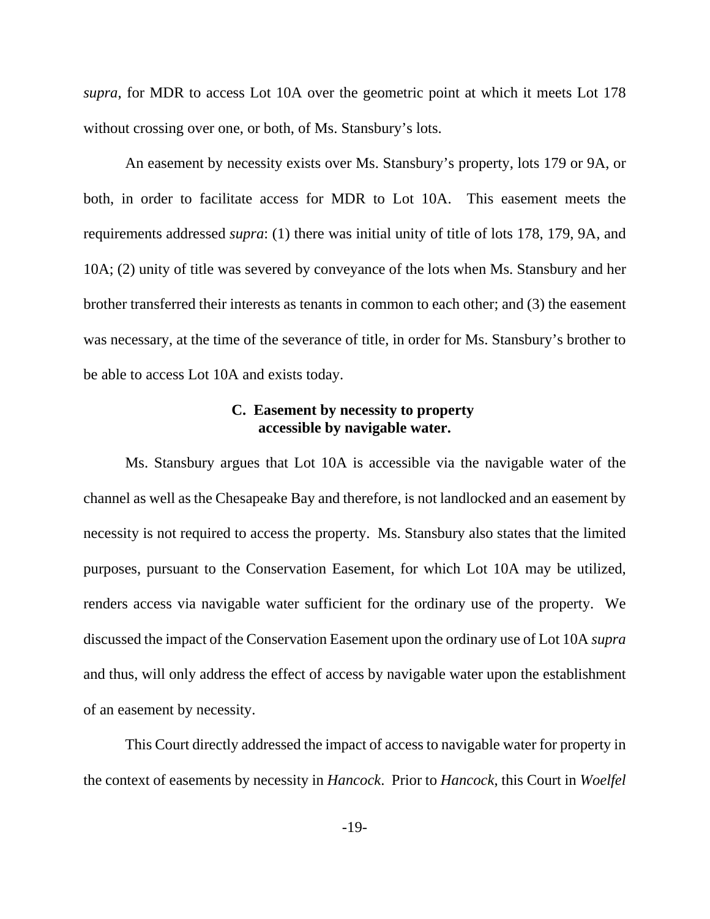*supra*, for MDR to access Lot 10A over the geometric point at which it meets Lot 178 without crossing over one, or both, of Ms. Stansbury's lots.

An easement by necessity exists over Ms. Stansbury's property, lots 179 or 9A, or both, in order to facilitate access for MDR to Lot 10A. This easement meets the requirements addressed *supra*: (1) there was initial unity of title of lots 178, 179, 9A, and 10A; (2) unity of title was severed by conveyance of the lots when Ms. Stansbury and her brother transferred their interests as tenants in common to each other; and (3) the easement was necessary, at the time of the severance of title, in order for Ms. Stansbury's brother to be able to access Lot 10A and exists today.

### C. Easement by necessity to property accessible by navigable water.

Ms. Stansbury argues that Lot 10A is accessible via the navigable water of the channel as well as the Chesapeake Bay and therefore, is not landlocked and an easement by necessity is not required to access the property. Ms. Stansbury also states that the limited purposes, pursuant to the Conservation Easement, for which Lot 10A may be utilized, renders access via navigable water sufficient for the ordinary use of the property. We discussed the impact of the Conservation Easement upon the ordinary use of Lot 10A *supra* and thus, will only address the effect of access by navigable water upon the establishment of an easement by necessity.

This Court directly addressed the impact of access to navigable water for property in the context of easements by necessity in *Hancock*. Prior to *Hancock*, this Court in *Woelfel*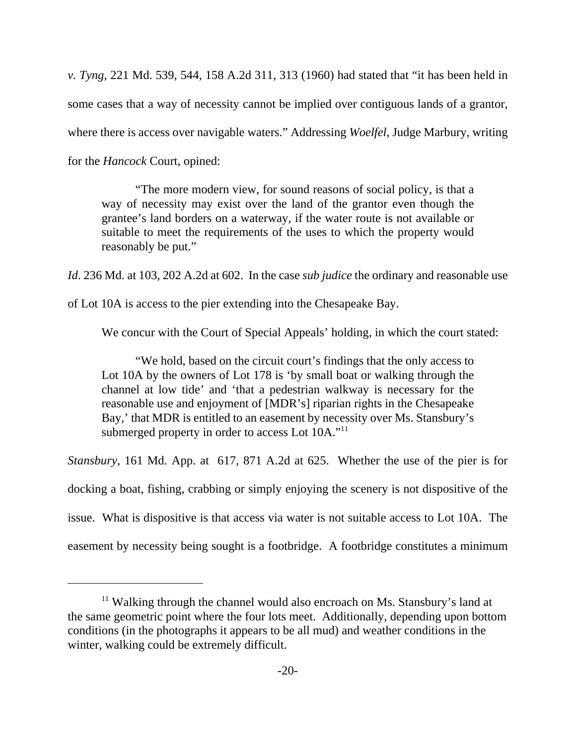*v. Tyng*, 221 Md. 539, 544, 158 A.2d 311, 313 (1960) had stated that "it has been held in some cases that a way of necessity cannot be implied over contiguous lands of a grantor, where there is access over navigable waters." Addressing *Woelfel*, Judge Marbury, writing for the *Hancock* Court, opined:

> "The more modern view, for sound reasons of social policy, is that a way of necessity may exist over the land of the grantor even though the grantee's land borders on a waterway, if the water route is not available or suitable to meet the requirements of the uses to which the property would reasonably be put."

*Id*. 236 Md. at 103, 202 A.2d at 602. In the case *sub judice* the ordinary and reasonable use of Lot 10A is access to the pier extending into the Chesapeake Bay.

We concur with the Court of Special Appeals' holding, in which the court stated:

> "We hold, based on the circuit court's findings that the only access to Lot 10A by the owners of Lot 178 is 'by small boat or walking through the channel at low tide' and 'that a pedestrian walkway is necessary for the reasonable use and enjoyment of [MDR's] riparian rights in the Chesapeake Bay,' that MDR is entitled to an easement by necessity over Ms. Stansbury's submerged property in order to access Lot 10A."[11]

*Stansbury*, 161 Md. App. at 617, 871 A.2d at 625. Whether the use of the pier is for docking a boat, fishing, crabbing or simply enjoying the scenery is not dispositive of the issue. What is dispositive is that access via water is not suitable access to Lot 10A. The easement by necessity being sought is a footbridge. A footbridge constitutes a minimum

[11] Walking through the channel would also encroach on Ms. Stansbury's land at the same geometric point where the four lots meet. Additionally, depending upon bottom conditions (in the photographs it appears to be all mud) and weather conditions in the winter, walking could be extremely difficult.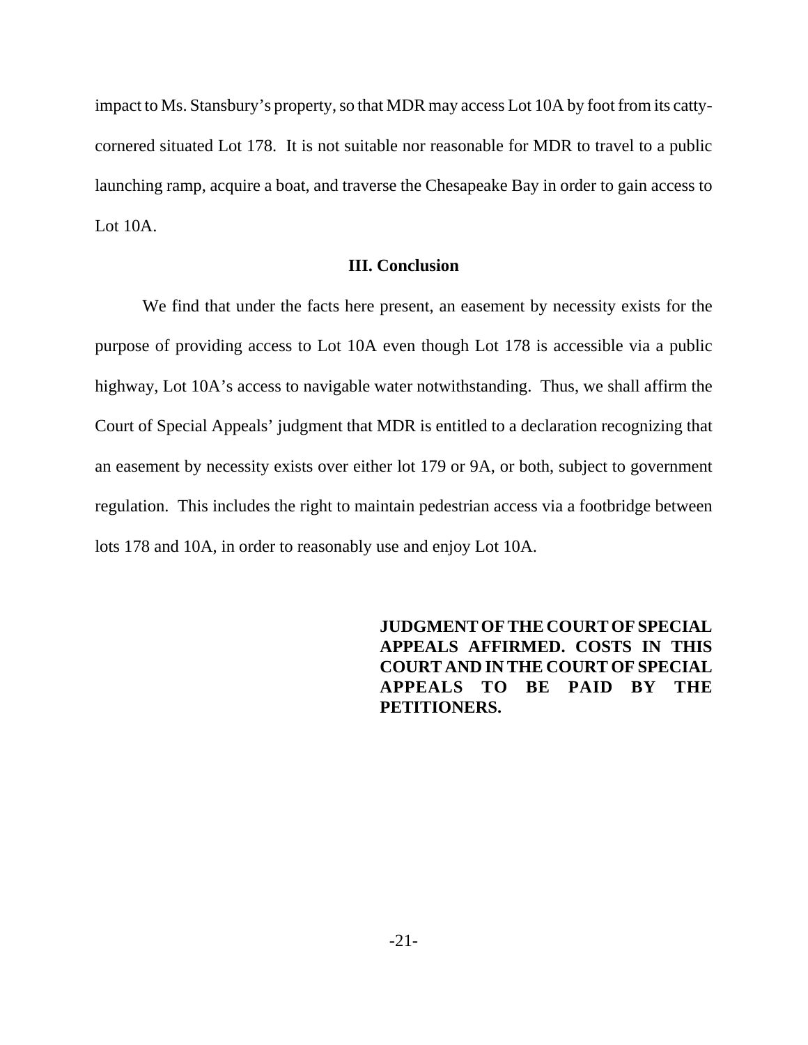impact to Ms. Stansbury's property, so that MDR may access Lot 10A by foot from its catty-cornered situated Lot 178. It is not suitable nor reasonable for MDR to travel to a public launching ramp, acquire a boat, and traverse the Chesapeake Bay in order to gain access to Lot 10A.

### III. Conclusion

We find that under the facts here present, an easement by necessity exists for the purpose of providing access to Lot 10A even though Lot 178 is accessible via a public highway, Lot 10A's access to navigable water notwithstanding. Thus, we shall affirm the Court of Special Appeals' judgment that MDR is entitled to a declaration recognizing that an easement by necessity exists over either lot 179 or 9A, or both, subject to government regulation. This includes the right to maintain pedestrian access via a footbridge between lots 178 and 10A, in order to reasonably use and enjoy Lot 10A.

**JUDGMENT OF THE COURT OF SPECIAL APPEALS AFFIRMED. COSTS IN THIS COURT AND IN THE COURT OF SPECIAL APPEALS TO BE PAID BY THE PETITIONERS.**